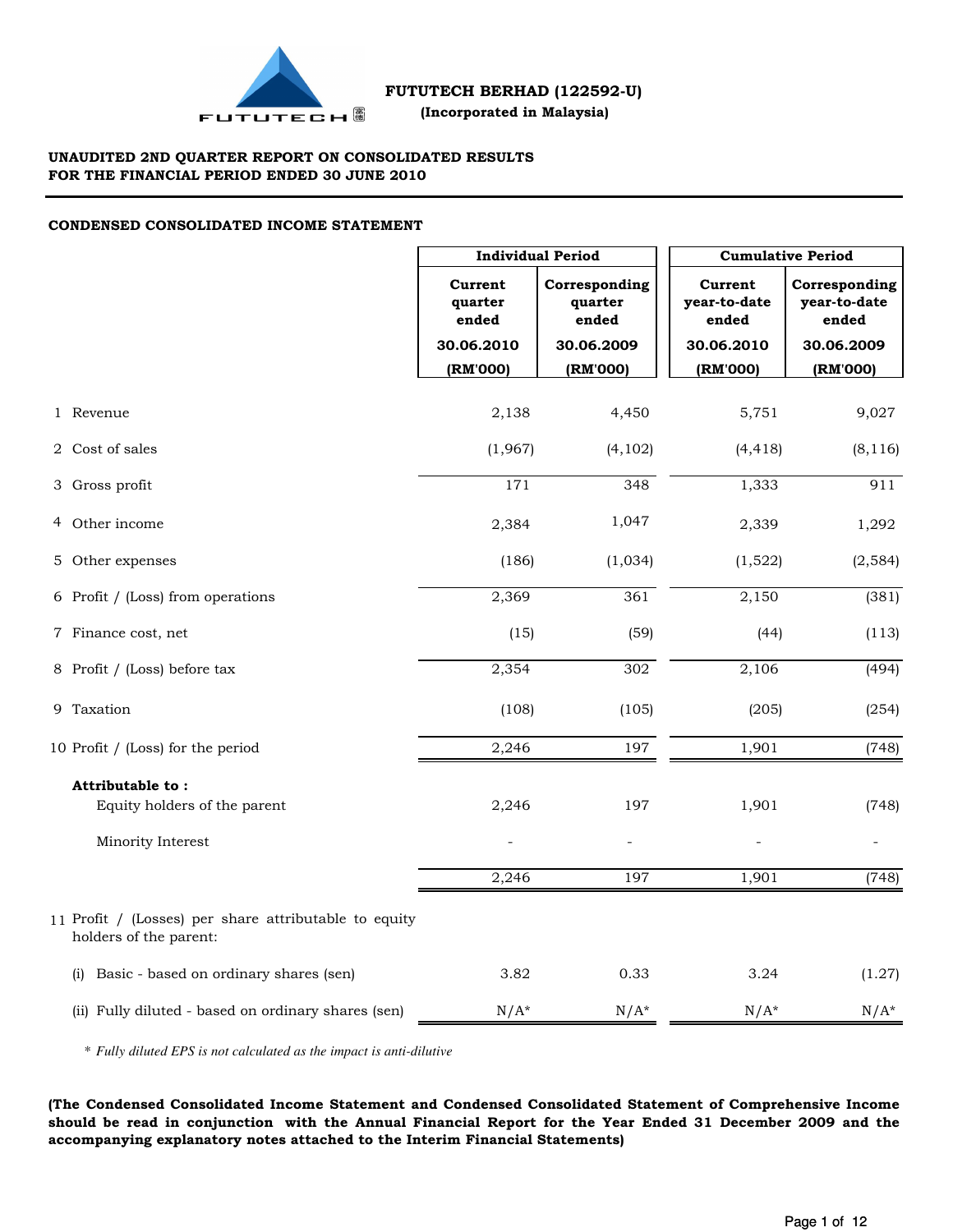**FUTUTECH BERHAD (122592-U)**

**(Incorporated in Malaysia)**

**UNAUDITED 2ND QUARTER REPORT ON CONSOLIDATED RESULTS**
**FOR THE FINANCIAL PERIOD ENDED 30 JUNE 2010**

**CONDENSED CONSOLIDATED INCOME STATEMENT**

| | Individual Period | | Cumulative Period | |
|---|---|---|---|---|
| | Current quarter ended 30.06.2010 (RM'000) | Corresponding quarter ended 30.06.2009 (RM'000) | Current year-to-date ended 30.06.2010 (RM'000) | Corresponding year-to-date ended 30.06.2009 (RM'000) |
| 1 Revenue | 2,138 | 4,450 | 5,751 | 9,027 |
| 2 Cost of sales | (1,967) | (4,102) | (4,418) | (8,116) |
| 3 Gross profit | 171 | 348 | 1,333 | 911 |
| 4 Other income | 2,384 | 1,047 | 2,339 | 1,292 |
| 5 Other expenses | (186) | (1,034) | (1,522) | (2,584) |
| 6 Profit / (Loss) from operations | 2,369 | 361 | 2,150 | (381) |
| 7 Finance cost, net | (15) | (59) | (44) | (113) |
| 8 Profit / (Loss) before tax | 2,354 | 302 | 2,106 | (494) |
| 9 Taxation | (108) | (105) | (205) | (254) |
| 10 Profit / (Loss) for the period | 2,246 | 197 | 1,901 | (748) |
| **Attributable to :** | | | | |
| Equity holders of the parent | 2,246 | 197 | 1,901 | (748) |
| Minority Interest | - | - | - | - |
| | 2,246 | 197 | 1,901 | (748) |
| 11 Profit / (Losses) per share attributable to equity holders of the parent: | | | | |
| (i) Basic - based on ordinary shares (sen) | 3.82 | 0.33 | 3.24 | (1.27) |
| (ii) Fully diluted - based on ordinary shares (sen) | N/A* | N/A* | N/A* | N/A* |

\* *Fully diluted EPS is not calculated as the impact is anti-dilutive*

**(The Condensed Consolidated Income Statement and Condensed Consolidated Statement of Comprehensive Income should be read in conjunction with the Annual Financial Report for the Year Ended 31 December 2009 and the accompanying explanatory notes attached to the Interim Financial Statements)**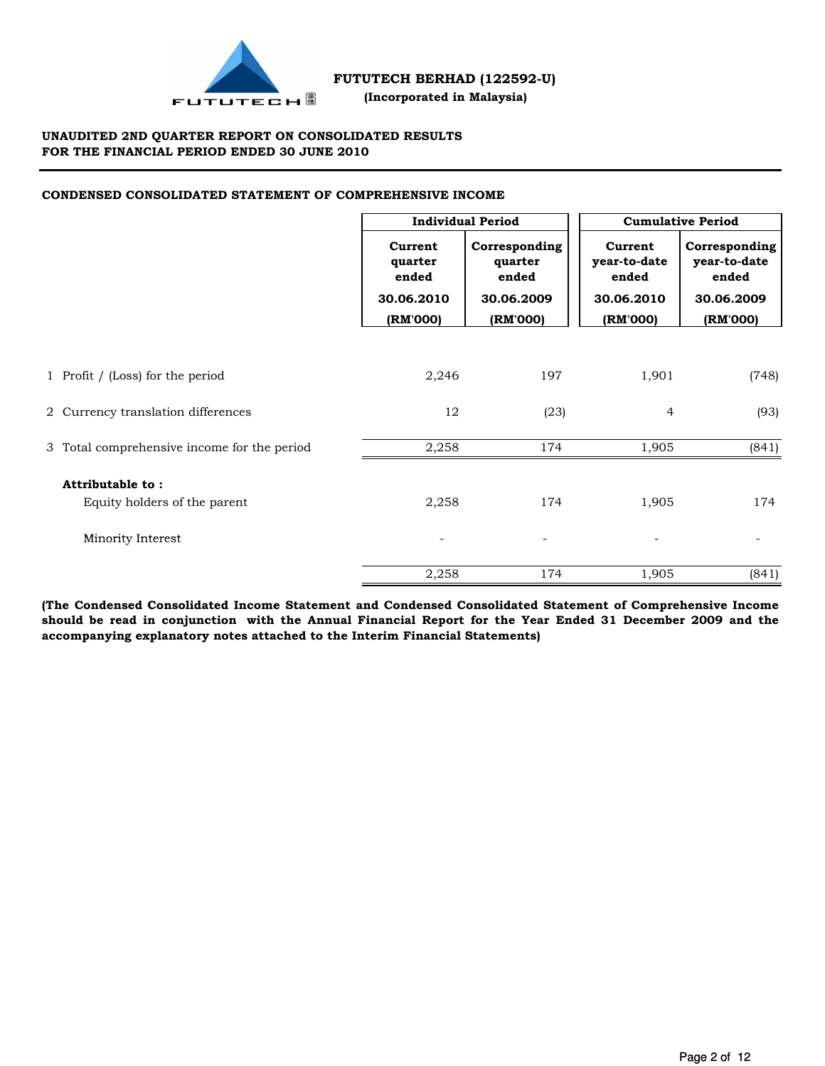**FUTUTECH BERHAD (122592-U)**

**(Incorporated in Malaysia)**

**UNAUDITED 2ND QUARTER REPORT ON CONSOLIDATED RESULTS**
**FOR THE FINANCIAL PERIOD ENDED 30 JUNE 2010**

**CONDENSED CONSOLIDATED STATEMENT OF COMPREHENSIVE INCOME**

| | **Individual Period** | | **Cumulative Period** | |
|---|---|---|---|---|
| | **Current quarter ended** | **Corresponding quarter ended** | **Current year-to-date ended** | **Corresponding year-to-date ended** |
| | **30.06.2010** | **30.06.2009** | **30.06.2010** | **30.06.2009** |
| | **(RM'000)** | **(RM'000)** | **(RM'000)** | **(RM'000)** |
| 1 Profit / (Loss) for the period | 2,246 | 197 | 1,901 | (748) |
| 2 Currency translation differences | 12 | (23) | 4 | (93) |
| 3 Total comprehensive income for the period | 2,258 | 174 | 1,905 | (841) |
| **Attributable to :** | | | | |
| Equity holders of the parent | 2,258 | 174 | 1,905 | 174 |
| Minority Interest | - | - | - | - |
| | 2,258 | 174 | 1,905 | (841) |

**(The Condensed Consolidated Income Statement and Condensed Consolidated Statement of Comprehensive Income should be read in conjunction with the Annual Financial Report for the Year Ended 31 December 2009 and the accompanying explanatory notes attached to the Interim Financial Statements)**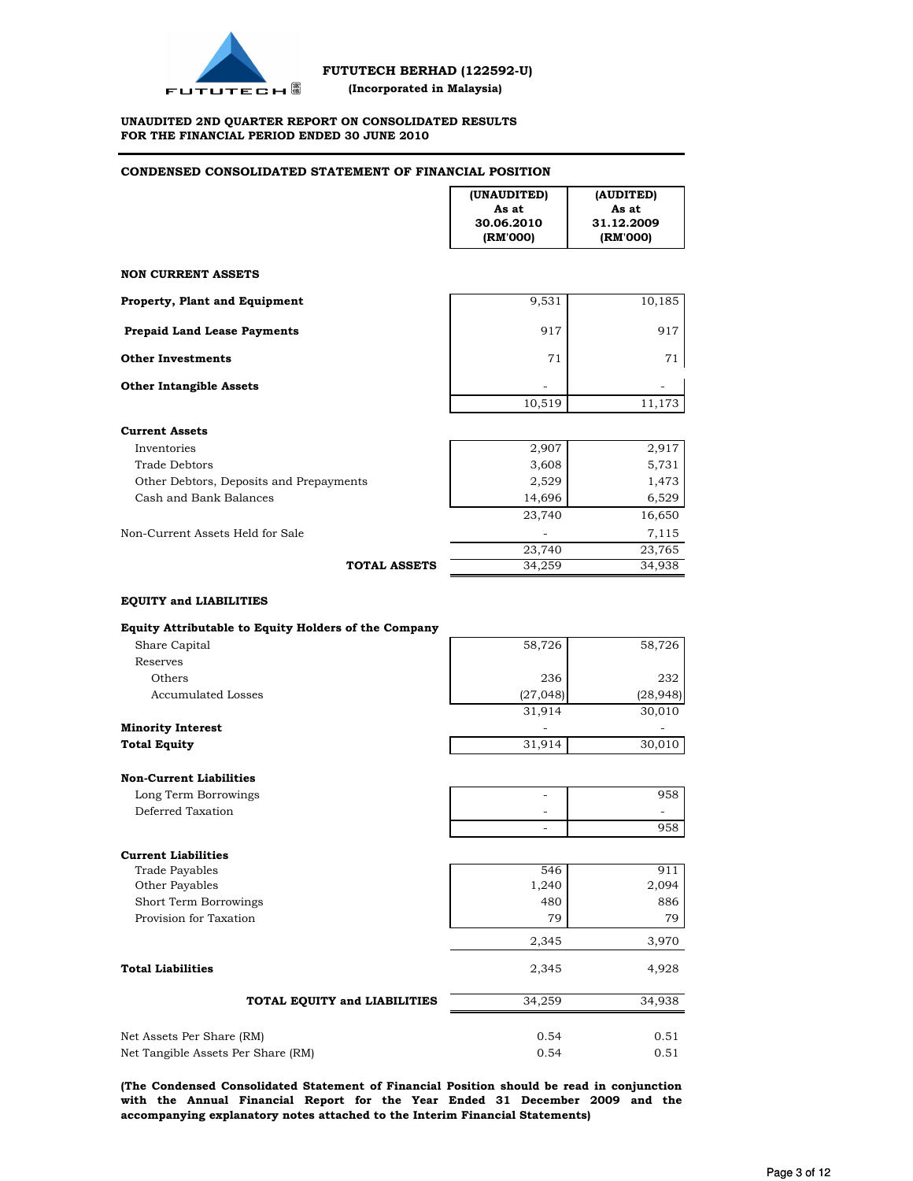**FUTUTECH BERHAD (122592-U)**

**(Incorporated in Malaysia)**

**UNAUDITED 2ND QUARTER REPORT ON CONSOLIDATED RESULTS**
**FOR THE FINANCIAL PERIOD ENDED 30 JUNE 2010**

## CONDENSED CONSOLIDATED STATEMENT OF FINANCIAL POSITION

| | (UNAUDITED) As at 30.06.2010 (RM'000) | (AUDITED) As at 31.12.2009 (RM'000) |
|---|---|---|
| **NON CURRENT ASSETS** | | |
| **Property, Plant and Equipment** | 9,531 | 10,185 |
| **Prepaid Land Lease Payments** | 917 | 917 |
| **Other Investments** | 71 | 71 |
| **Other Intangible Assets** | - | - |
| | 10,519 | 11,173 |
| **Current Assets** | | |
| Inventories | 2,907 | 2,917 |
| Trade Debtors | 3,608 | 5,731 |
| Other Debtors, Deposits and Prepayments | 2,529 | 1,473 |
| Cash and Bank Balances | 14,696 | 6,529 |
| | 23,740 | 16,650 |
| Non-Current Assets Held for Sale | - | 7,115 |
| | 23,740 | 23,765 |
| **TOTAL ASSETS** | 34,259 | 34,938 |
| **EQUITY and LIABILITIES** | | |
| **Equity Attributable to Equity Holders of the Company** | | |
| Share Capital | 58,726 | 58,726 |
| Reserves | | |
| Others | 236 | 232 |
| Accumulated Losses | (27,048) | (28,948) |
| | 31,914 | 30,010 |
| **Minority Interest** | - | - |
| **Total Equity** | 31,914 | 30,010 |
| **Non-Current Liabilities** | | |
| Long Term Borrowings | - | 958 |
| Deferred Taxation | - | - |
| | - | 958 |
| **Current Liabilities** | | |
| Trade Payables | 546 | 911 |
| Other Payables | 1,240 | 2,094 |
| Short Term Borrowings | 480 | 886 |
| Provision for Taxation | 79 | 79 |
| | 2,345 | 3,970 |
| **Total Liabilities** | 2,345 | 4,928 |
| **TOTAL EQUITY and LIABILITIES** | 34,259 | 34,938 |
| Net Assets Per Share (RM) | 0.54 | 0.51 |
| Net Tangible Assets Per Share (RM) | 0.54 | 0.51 |

**(The Condensed Consolidated Statement of Financial Position should be read in conjunction with the Annual Financial Report for the Year Ended 31 December 2009 and the accompanying explanatory notes attached to the Interim Financial Statements)**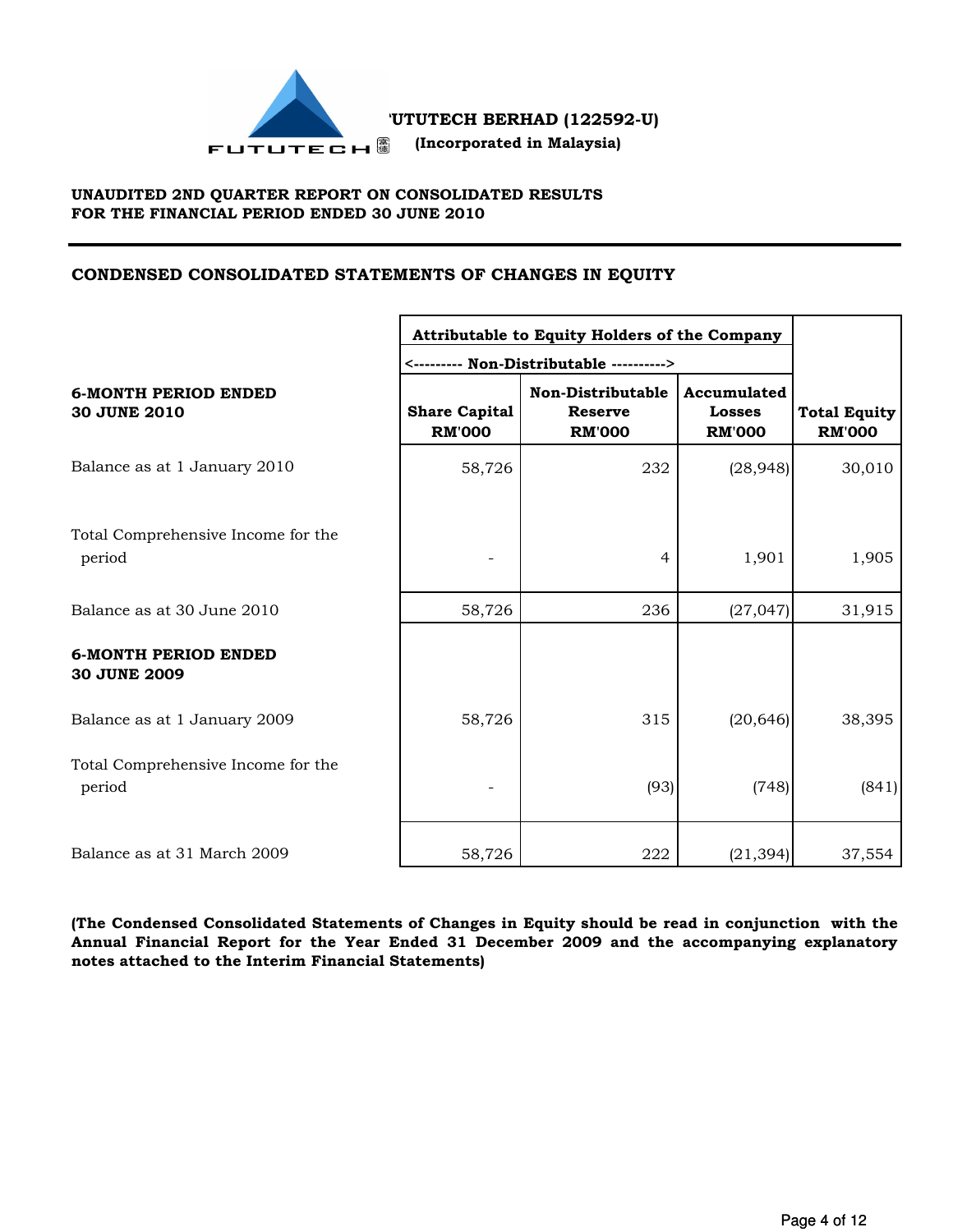**FUTUTECH BERHAD (122592-U)**
**(Incorporated in Malaysia)**

**UNAUDITED 2ND QUARTER REPORT ON CONSOLIDATED RESULTS**
**FOR THE FINANCIAL PERIOD ENDED 30 JUNE 2010**

## CONDENSED CONSOLIDATED STATEMENTS OF CHANGES IN EQUITY

| | Attributable to Equity Holders of the Company | | | |
|---|---|---|---|---|
| | <--------- Non-Distributable ----------> | | | |
| **6-MONTH PERIOD ENDED 30 JUNE 2010** | **Share Capital RM'000** | **Non-Distributable Reserve RM'000** | **Accumulated Losses RM'000** | **Total Equity RM'000** |
| Balance as at 1 January 2010 | 58,726 | 232 | (28,948) | 30,010 |
| Total Comprehensive Income for the period | - | 4 | 1,901 | 1,905 |
| Balance as at 30 June 2010 | 58,726 | 236 | (27,047) | 31,915 |
| **6-MONTH PERIOD ENDED 30 JUNE 2009** | | | | |
| Balance as at 1 January 2009 | 58,726 | 315 | (20,646) | 38,395 |
| Total Comprehensive Income for the period | - | (93) | (748) | (841) |
| Balance as at 31 March 2009 | 58,726 | 222 | (21,394) | 37,554 |

**(The Condensed Consolidated Statements of Changes in Equity should be read in conjunction with the Annual Financial Report for the Year Ended 31 December 2009 and the accompanying explanatory notes attached to the Interim Financial Statements)**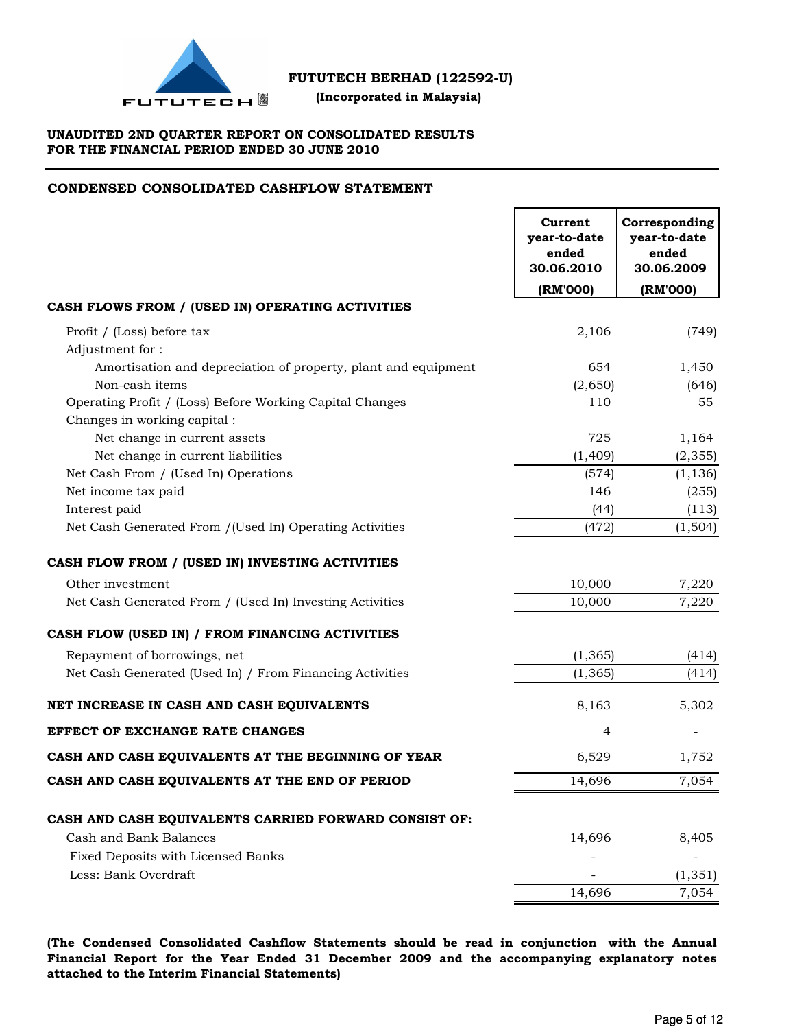**FUTUTECH BERHAD (122592-U)**

**(Incorporated in Malaysia)**

**UNAUDITED 2ND QUARTER REPORT ON CONSOLIDATED RESULTS**
**FOR THE FINANCIAL PERIOD ENDED 30 JUNE 2010**

## CONDENSED CONSOLIDATED CASHFLOW STATEMENT

| | Current year-to-date ended 30.06.2010 (RM'000) | Corresponding year-to-date ended 30.06.2009 (RM'000) |
|---|---|---|
| **CASH FLOWS FROM / (USED IN) OPERATING ACTIVITIES** | | |
| Profit / (Loss) before tax | 2,106 | (749) |
| Adjustment for : | | |
| Amortisation and depreciation of property, plant and equipment | 654 | 1,450 |
| Non-cash items | (2,650) | (646) |
| Operating Profit / (Loss) Before Working Capital Changes | 110 | 55 |
| Changes in working capital : | | |
| Net change in current assets | 725 | 1,164 |
| Net change in current liabilities | (1,409) | (2,355) |
| Net Cash From / (Used In) Operations | (574) | (1,136) |
| Net income tax paid | 146 | (255) |
| Interest paid | (44) | (113) |
| Net Cash Generated From /(Used In) Operating Activities | (472) | (1,504) |
| **CASH FLOW FROM / (USED IN) INVESTING ACTIVITIES** | | |
| Other investment | 10,000 | 7,220 |
| Net Cash Generated From / (Used In) Investing Activities | 10,000 | 7,220 |
| **CASH FLOW (USED IN) / FROM FINANCING ACTIVITIES** | | |
| Repayment of borrowings, net | (1,365) | (414) |
| Net Cash Generated (Used In) / From Financing Activities | (1,365) | (414) |
| **NET INCREASE IN CASH AND CASH EQUIVALENTS** | 8,163 | 5,302 |
| **EFFECT OF EXCHANGE RATE CHANGES** | 4 | - |
| **CASH AND CASH EQUIVALENTS AT THE BEGINNING OF YEAR** | 6,529 | 1,752 |
| **CASH AND CASH EQUIVALENTS AT THE END OF PERIOD** | 14,696 | 7,054 |
| **CASH AND CASH EQUIVALENTS CARRIED FORWARD CONSIST OF:** | | |
| Cash and Bank Balances | 14,696 | 8,405 |
| Fixed Deposits with Licensed Banks | - | - |
| Less: Bank Overdraft | - | (1,351) |
| | 14,696 | 7,054 |

**(The Condensed Consolidated Cashflow Statements should be read in conjunction with the Annual Financial Report for the Year Ended 31 December 2009 and the accompanying explanatory notes attached to the Interim Financial Statements)**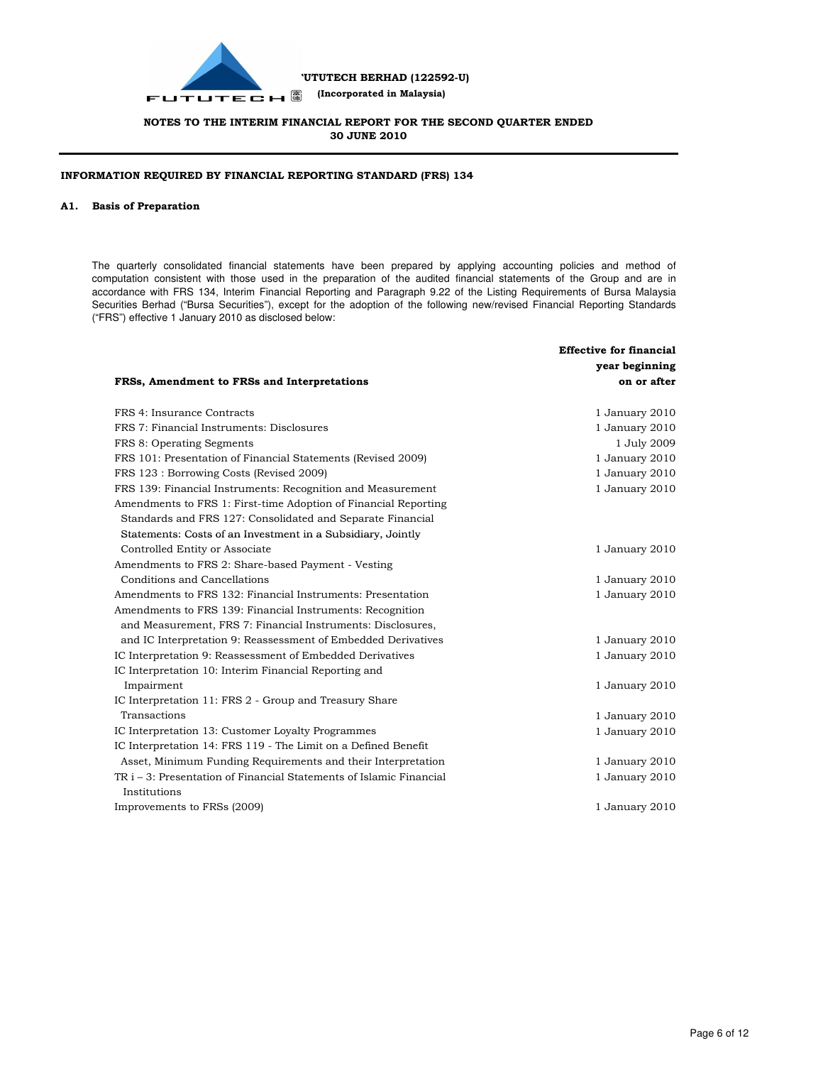FUTUTECH BERHAD (122592-U)
(Incorporated in Malaysia)

**NOTES TO THE INTERIM FINANCIAL REPORT FOR THE SECOND QUARTER ENDED 30 JUNE 2010**

**INFORMATION REQUIRED BY FINANCIAL REPORTING STANDARD (FRS) 134**

**A1. Basis of Preparation**

The quarterly consolidated financial statements have been prepared by applying accounting policies and method of computation consistent with those used in the preparation of the audited financial statements of the Group and are in accordance with FRS 134, Interim Financial Reporting and Paragraph 9.22 of the Listing Requirements of Bursa Malaysia Securities Berhad ("Bursa Securities"), except for the adoption of the following new/revised Financial Reporting Standards ("FRS") effective 1 January 2010 as disclosed below:

| FRSs, Amendment to FRSs and Interpretations | Effective for financial year beginning on or after |
|---|---|
| FRS 4: Insurance Contracts | 1 January 2010 |
| FRS 7: Financial Instruments: Disclosures | 1 January 2010 |
| FRS 8: Operating Segments | 1 July 2009 |
| FRS 101: Presentation of Financial Statements (Revised 2009) | 1 January 2010 |
| FRS 123 : Borrowing Costs (Revised 2009) | 1 January 2010 |
| FRS 139: Financial Instruments: Recognition and Measurement | 1 January 2010 |
| Amendments to FRS 1: First-time Adoption of Financial Reporting Standards and FRS 127: Consolidated and Separate Financial Statements: Costs of an Investment in a Subsidiary, Jointly Controlled Entity or Associate | 1 January 2010 |
| Amendments to FRS 2: Share-based Payment - Vesting Conditions and Cancellations | 1 January 2010 |
| Amendments to FRS 132: Financial Instruments: Presentation | 1 January 2010 |
| Amendments to FRS 139: Financial Instruments: Recognition and Measurement, FRS 7: Financial Instruments: Disclosures, and IC Interpretation 9: Reassessment of Embedded Derivatives | 1 January 2010 |
| IC Interpretation 9: Reassessment of Embedded Derivatives | 1 January 2010 |
| IC Interpretation 10: Interim Financial Reporting and Impairment | 1 January 2010 |
| IC Interpretation 11: FRS 2 - Group and Treasury Share Transactions | 1 January 2010 |
| IC Interpretation 13: Customer Loyalty Programmes | 1 January 2010 |
| IC Interpretation 14: FRS 119 - The Limit on a Defined Benefit Asset, Minimum Funding Requirements and their Interpretation | 1 January 2010 |
| TR i – 3: Presentation of Financial Statements of Islamic Financial Institutions | 1 January 2010 |
| Improvements to FRSs (2009) | 1 January 2010 |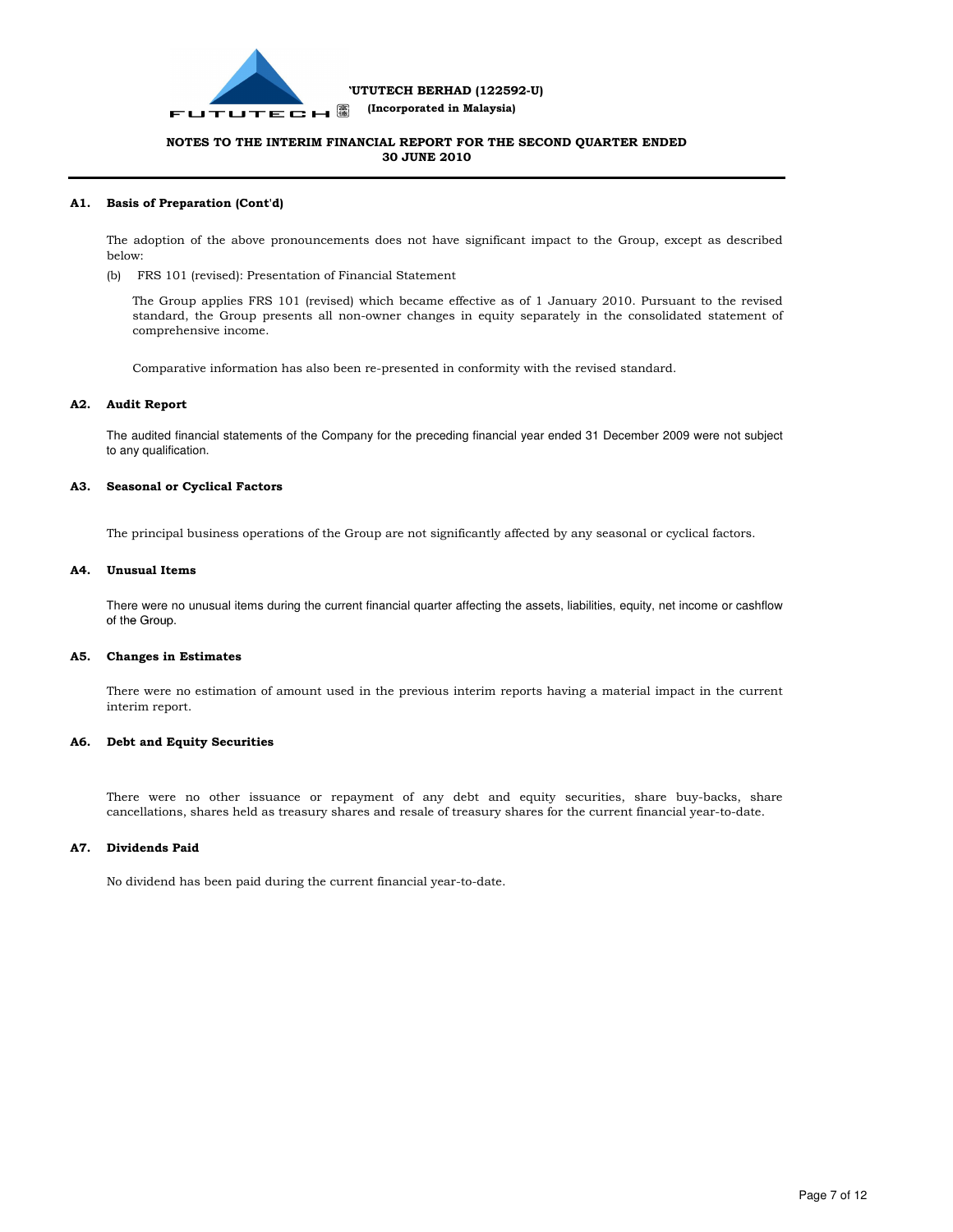**NOTES TO THE INTERIM FINANCIAL REPORT FOR THE SECOND QUARTER ENDED 30 JUNE 2010**

## A1. Basis of Preparation (Cont'd)

The adoption of the above pronouncements does not have significant impact to the Group, except as described below:

(b) FRS 101 (revised): Presentation of Financial Statement

The Group applies FRS 101 (revised) which became effective as of 1 January 2010. Pursuant to the revised standard, the Group presents all non-owner changes in equity separately in the consolidated statement of comprehensive income.

Comparative information has also been re-presented in conformity with the revised standard.

## A2. Audit Report

The audited financial statements of the Company for the preceding financial year ended 31 December 2009 were not subject to any qualification.

## A3. Seasonal or Cyclical Factors

The principal business operations of the Group are not significantly affected by any seasonal or cyclical factors.

## A4. Unusual Items

There were no unusual items during the current financial quarter affecting the assets, liabilities, equity, net income or cashflow of the Group.

## A5. Changes in Estimates

There were no estimation of amount used in the previous interim reports having a material impact in the current interim report.

## A6. Debt and Equity Securities

There were no other issuance or repayment of any debt and equity securities, share buy-backs, share cancellations, shares held as treasury shares and resale of treasury shares for the current financial year-to-date.

## A7. Dividends Paid

No dividend has been paid during the current financial year-to-date.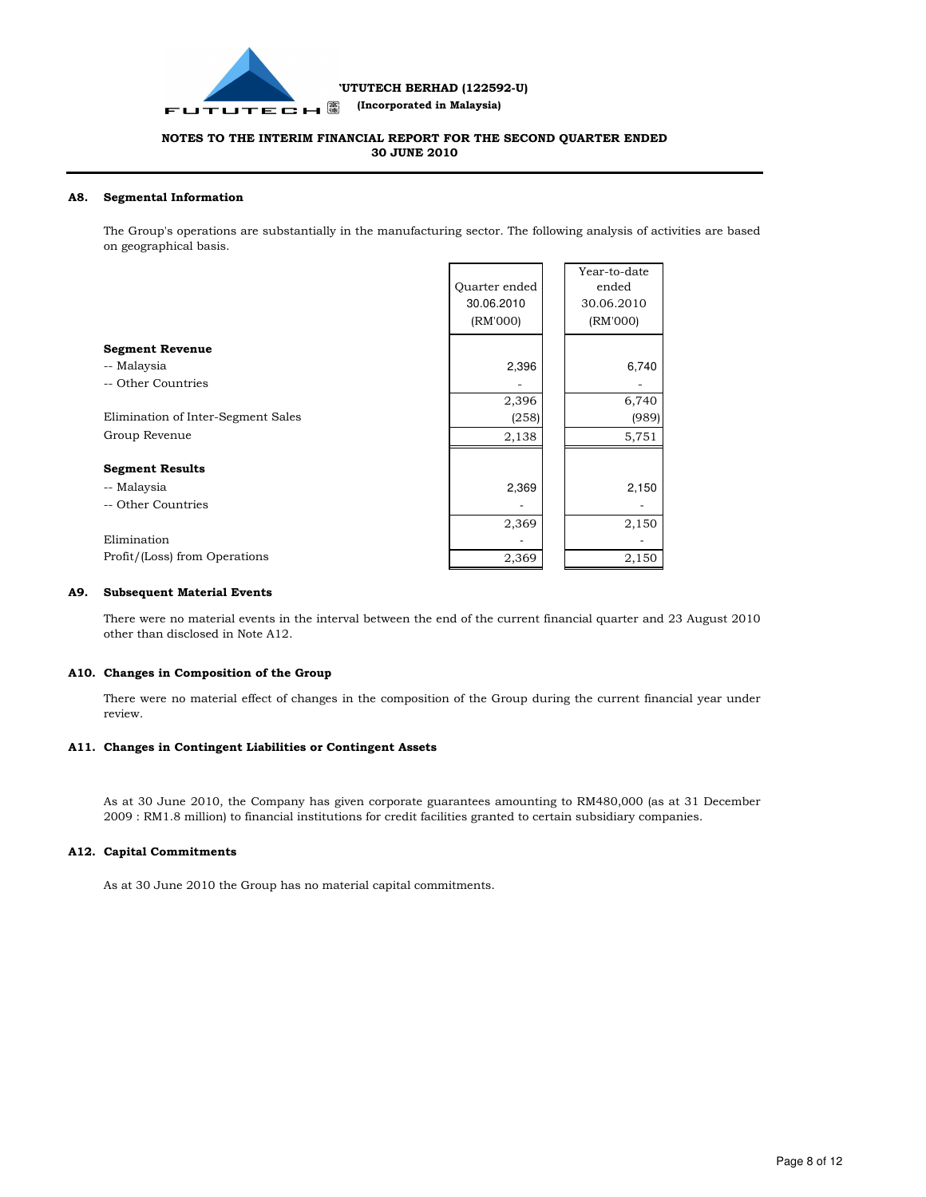FUTUTECH BERHAD (122592-U)
(Incorporated in Malaysia)

**NOTES TO THE INTERIM FINANCIAL REPORT FOR THE SECOND QUARTER ENDED 30 JUNE 2010**

## A8. Segmental Information

The Group's operations are substantially in the manufacturing sector. The following analysis of activities are based on geographical basis.

| | Quarter ended 30.06.2010 (RM'000) | Year-to-date ended 30.06.2010 (RM'000) |
|---|---|---|
| **Segment Revenue** | | |
| -- Malaysia | 2,396 | 6,740 |
| -- Other Countries | - | - |
| | 2,396 | 6,740 |
| Elimination of Inter-Segment Sales | (258) | (989) |
| Group Revenue | 2,138 | 5,751 |
| | | |
| **Segment Results** | | |
| -- Malaysia | 2,369 | 2,150 |
| -- Other Countries | - | - |
| | 2,369 | 2,150 |
| Elimination | - | - |
| Profit/(Loss) from Operations | 2,369 | 2,150 |

## A9. Subsequent Material Events

There were no material events in the interval between the end of the current financial quarter and 23 August 2010 other than disclosed in Note A12.

## A10. Changes in Composition of the Group

There were no material effect of changes in the composition of the Group during the current financial year under review.

## A11. Changes in Contingent Liabilities or Contingent Assets

As at 30 June 2010, the Company has given corporate guarantees amounting to RM480,000 (as at 31 December 2009 : RM1.8 million) to financial institutions for credit facilities granted to certain subsidiary companies.

## A12. Capital Commitments

As at 30 June 2010 the Group has no material capital commitments.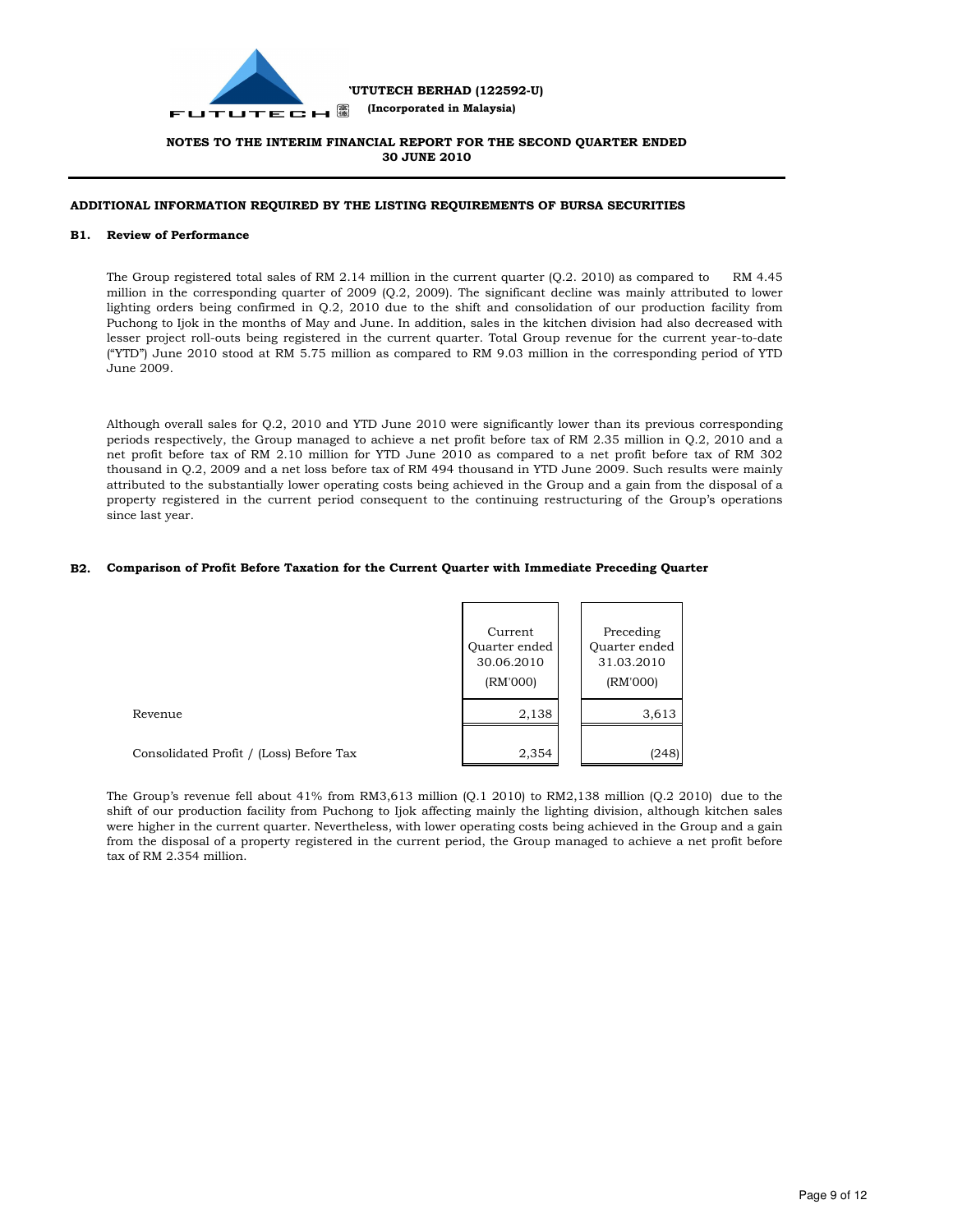FUTUTECH BERHAD (122592-U)
(Incorporated in Malaysia)

**NOTES TO THE INTERIM FINANCIAL REPORT FOR THE SECOND QUARTER ENDED 30 JUNE 2010**

## ADDITIONAL INFORMATION REQUIRED BY THE LISTING REQUIREMENTS OF BURSA SECURITIES

### B1. Review of Performance

The Group registered total sales of RM 2.14 million in the current quarter (Q.2. 2010) as compared to RM 4.45 million in the corresponding quarter of 2009 (Q.2, 2009). The significant decline was mainly attributed to lower lighting orders being confirmed in Q.2, 2010 due to the shift and consolidation of our production facility from Puchong to Ijok in the months of May and June. In addition, sales in the kitchen division had also decreased with lesser project roll-outs being registered in the current quarter. Total Group revenue for the current year-to-date ("YTD") June 2010 stood at RM 5.75 million as compared to RM 9.03 million in the corresponding period of YTD June 2009.

Although overall sales for Q.2, 2010 and YTD June 2010 were significantly lower than its previous corresponding periods respectively, the Group managed to achieve a net profit before tax of RM 2.35 million in Q.2, 2010 and a net profit before tax of RM 2.10 million for YTD June 2010 as compared to a net profit before tax of RM 302 thousand in Q.2, 2009 and a net loss before tax of RM 494 thousand in YTD June 2009. Such results were mainly attributed to the substantially lower operating costs being achieved in the Group and a gain from the disposal of a property registered in the current period consequent to the continuing restructuring of the Group's operations since last year.

### B2. Comparison of Profit Before Taxation for the Current Quarter with Immediate Preceding Quarter

| | Current Quarter ended 30.06.2010 (RM'000) | Preceding Quarter ended 31.03.2010 (RM'000) |
|---|---|---|
| Revenue | 2,138 | 3,613 |
| Consolidated Profit / (Loss) Before Tax | 2,354 | (248) |

The Group's revenue fell about 41% from RM3,613 million (Q.1 2010) to RM2,138 million (Q.2 2010) due to the shift of our production facility from Puchong to Ijok affecting mainly the lighting division, although kitchen sales were higher in the current quarter. Nevertheless, with lower operating costs being achieved in the Group and a gain from the disposal of a property registered in the current period, the Group managed to achieve a net profit before tax of RM 2.354 million.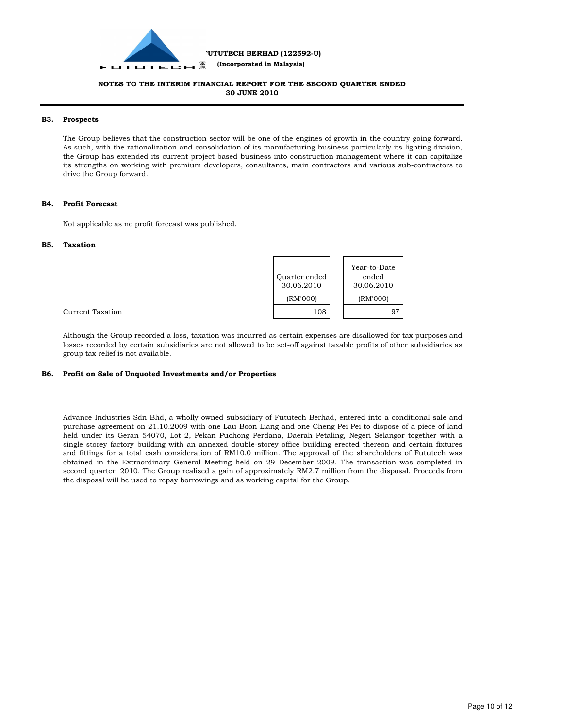**B3. Prospects**

The Group believes that the construction sector will be one of the engines of growth in the country going forward. As such, with the rationalization and consolidation of its manufacturing business particularly its lighting division, the Group has extended its current project based business into construction management where it can capitalize its strengths on working with premium developers, consultants, main contractors and various sub-contractors to drive the Group forward.

**B4. Profit Forecast**

Not applicable as no profit forecast was published.

**B5. Taxation**

| | Quarter ended 30.06.2010 (RM'000) | Year-to-Date ended 30.06.2010 (RM'000) |
|---|---|---|
| Current Taxation | 108 | 97 |

Although the Group recorded a loss, taxation was incurred as certain expenses are disallowed for tax purposes and losses recorded by certain subsidiaries are not allowed to be set-off against taxable profits of other subsidiaries as group tax relief is not available.

**B6. Profit on Sale of Unquoted Investments and/or Properties**

Advance Industries Sdn Bhd, a wholly owned subsidiary of Fututech Berhad, entered into a conditional sale and purchase agreement on 21.10.2009 with one Lau Boon Liang and one Cheng Pei Pei to dispose of a piece of land held under its Geran 54070, Lot 2, Pekan Puchong Perdana, Daerah Petaling, Negeri Selangor together with a single storey factory building with an annexed double-storey office building erected thereon and certain fixtures and fittings for a total cash consideration of RM10.0 million. The approval of the shareholders of Fututech was obtained in the Extraordinary General Meeting held on 29 December 2009. The transaction was completed in second quarter 2010. The Group realised a gain of approximately RM2.7 million from the disposal. Proceeds from the disposal will be used to repay borrowings and as working capital for the Group.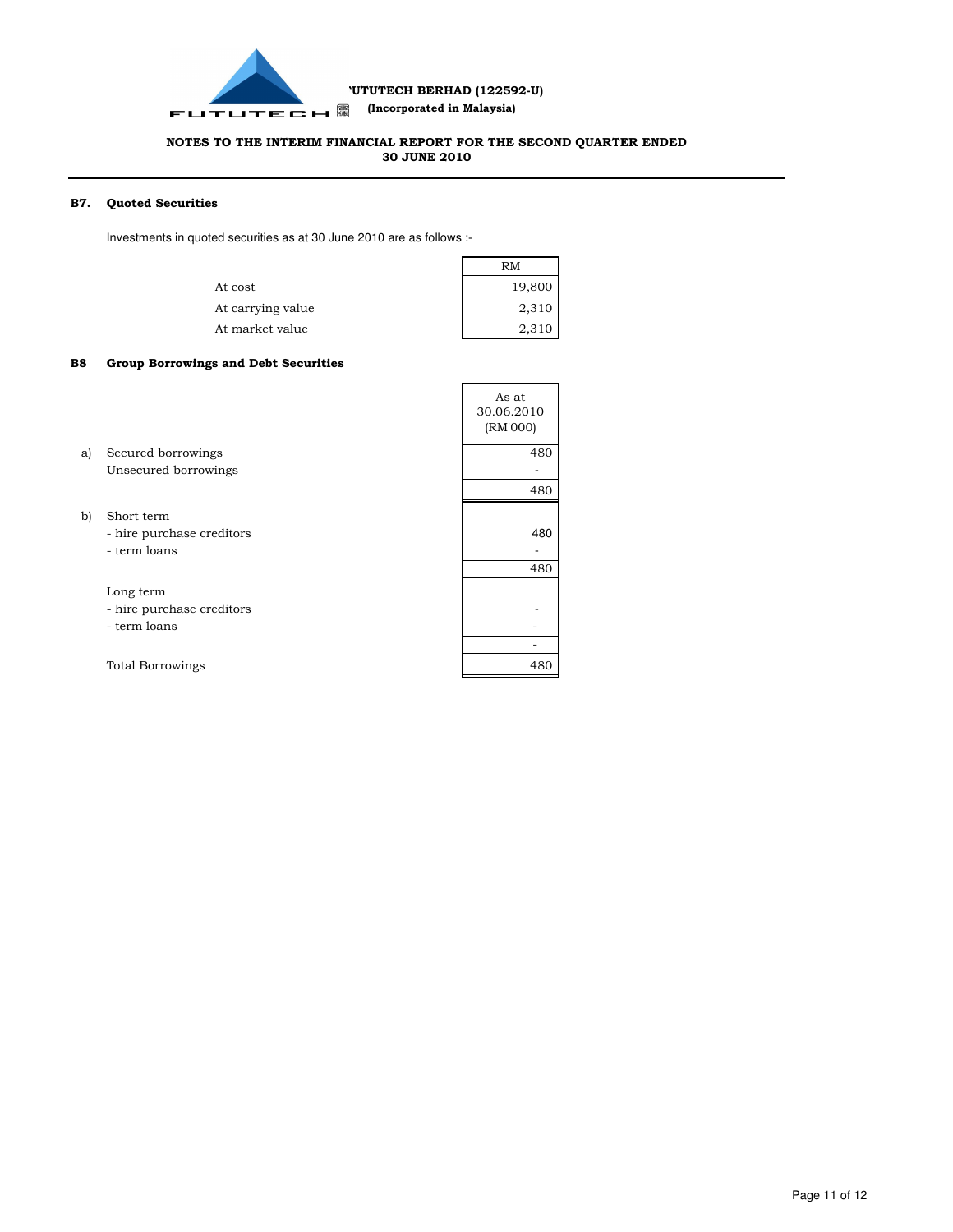FUTUTECH BERHAD (122592-U)
(Incorporated in Malaysia)

NOTES TO THE INTERIM FINANCIAL REPORT FOR THE SECOND QUARTER ENDED 30 JUNE 2010

## B7. Quoted Securities

Investments in quoted securities as at 30 June 2010 are as follows :-

| | RM |
|---|---|
| At cost | 19,800 |
| At carrying value | 2,310 |
| At market value | 2,310 |

## B8 Group Borrowings and Debt Securities

| | | As at 30.06.2010 (RM'000) |
|---|---|---|
| a) | Secured borrowings | 480 |
| | Unsecured borrowings | - |
| | | 480 |
| b) | Short term | |
| | - hire purchase creditors | 480 |
| | - term loans | - |
| | | 480 |
| | Long term | |
| | - hire purchase creditors | - |
| | - term loans | - |
| | | - |
| | Total Borrowings | 480 |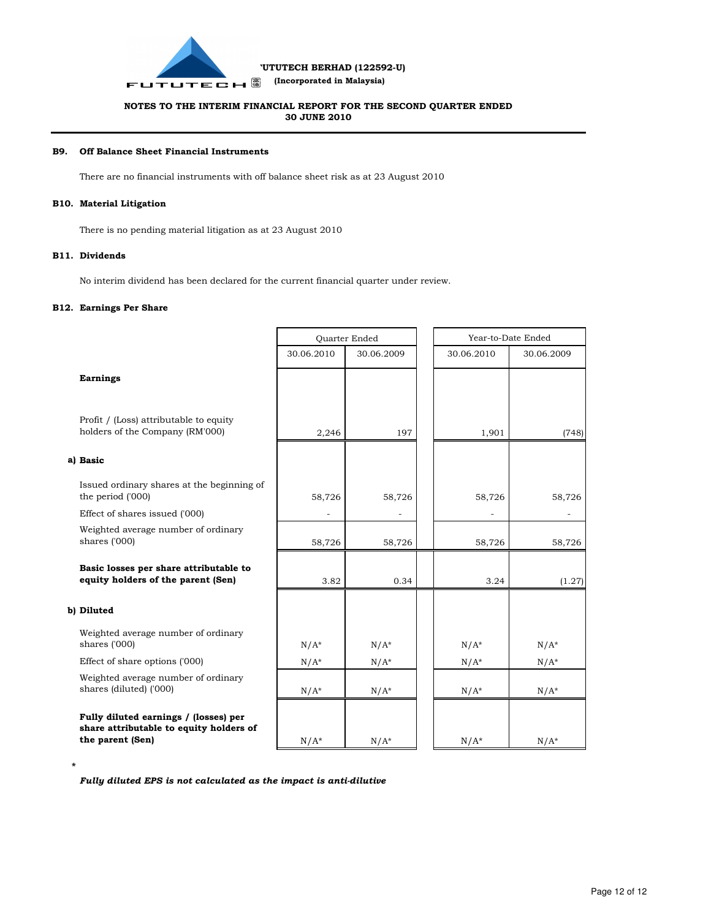FUTUTECH BERHAD (122592-U)

(Incorporated in Malaysia)

**NOTES TO THE INTERIM FINANCIAL REPORT FOR THE SECOND QUARTER ENDED 30 JUNE 2010**

### B9. Off Balance Sheet Financial Instruments

There are no financial instruments with off balance sheet risk as at 23 August 2010

### B10. Material Litigation

There is no pending material litigation as at 23 August 2010

### B11. Dividends

No interim dividend has been declared for the current financial quarter under review.

### B12. Earnings Per Share

| | Quarter Ended | | Year-to-Date Ended | |
|---|---|---|---|---|
| | 30.06.2010 | 30.06.2009 | 30.06.2010 | 30.06.2009 |
| **Earnings** | | | | |
| Profit / (Loss) attributable to equity holders of the Company (RM'000) | 2,246 | 197 | 1,901 | (748) |
| **a) Basic** | | | | |
| Issued ordinary shares at the beginning of the period ('000) | 58,726 | 58,726 | 58,726 | 58,726 |
| Effect of shares issued ('000) | - | - | - | - |
| Weighted average number of ordinary shares ('000) | 58,726 | 58,726 | 58,726 | 58,726 |
| **Basic losses per share attributable to equity holders of the parent (Sen)** | 3.82 | 0.34 | 3.24 | (1.27) |
| **b) Diluted** | | | | |
| Weighted average number of ordinary shares ('000) | N/A* | N/A* | N/A* | N/A* |
| Effect of share options ('000) | N/A* | N/A* | N/A* | N/A* |
| Weighted average number of ordinary shares (diluted) ('000) | N/A* | N/A* | N/A* | N/A* |
| **Fully diluted earnings / (losses) per share attributable to equity holders of the parent (Sen)** | N/A* | N/A* | N/A* | N/A* |

\* ***Fully diluted EPS is not calculated as the impact is anti-dilutive***